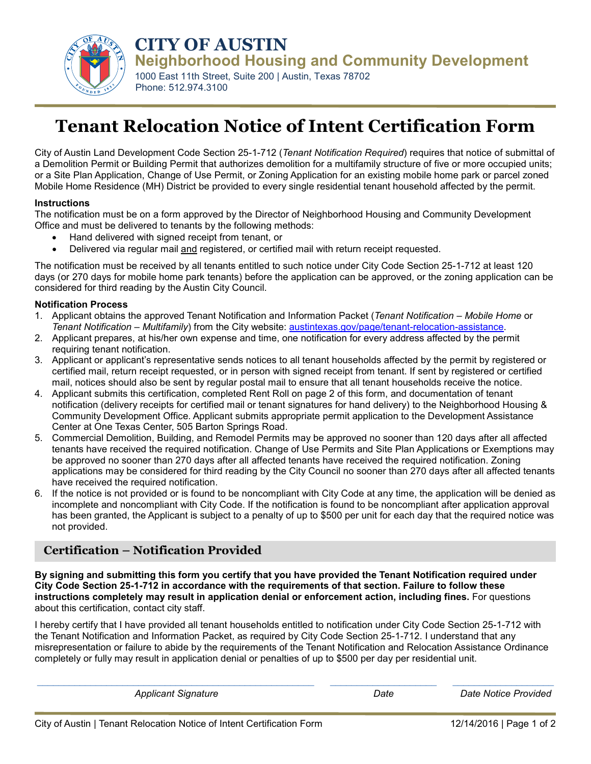# CITY OF AUSTIN

## Neighborhood Housing and Community Development

1000 East 11th Street, Suite 200 | Austin, Texas 78702
Phone: 512.974.3100

# Tenant Relocation Notice of Intent Certification Form

City of Austin Land Development Code Section 25-1-712 (*Tenant Notification Required*) requires that notice of submittal of a Demolition Permit or Building Permit that authorizes demolition for a multifamily structure of five or more occupied units; or a Site Plan Application, Change of Use Permit, or Zoning Application for an existing mobile home park or parcel zoned Mobile Home Residence (MH) District be provided to every single residential tenant household affected by the permit.

**Instructions**

The notification must be on a form approved by the Director of Neighborhood Housing and Community Development Office and must be delivered to tenants by the following methods:

- Hand delivered with signed receipt from tenant, or
- Delivered via regular mail <u>and</u> registered, or certified mail with return receipt requested.

The notification must be received by all tenants entitled to such notice under City Code Section 25-1-712 at least 120 days (or 270 days for mobile home park tenants) before the application can be approved, or the zoning application can be considered for third reading by the Austin City Council.

**Notification Process**

1. Applicant obtains the approved Tenant Notification and Information Packet (*Tenant Notification – Mobile Home* or *Tenant Notification – Multifamily*) from the City website: austintexas.gov/page/tenant-relocation-assistance.
2. Applicant prepares, at his/her own expense and time, one notification for every address affected by the permit requiring tenant notification.
3. Applicant or applicant's representative sends notices to all tenant households affected by the permit by registered or certified mail, return receipt requested, or in person with signed receipt from tenant. If sent by registered or certified mail, notices should also be sent by regular postal mail to ensure that all tenant households receive the notice.
4. Applicant submits this certification, completed Rent Roll on page 2 of this form, and documentation of tenant notification (delivery receipts for certified mail or tenant signatures for hand delivery) to the Neighborhood Housing & Community Development Office. Applicant submits appropriate permit application to the Development Assistance Center at One Texas Center, 505 Barton Springs Road.
5. Commercial Demolition, Building, and Remodel Permits may be approved no sooner than 120 days after all affected tenants have received the required notification. Change of Use Permits and Site Plan Applications or Exemptions may be approved no sooner than 270 days after all affected tenants have received the required notification. Zoning applications may be considered for third reading by the City Council no sooner than 270 days after all affected tenants have received the required notification.
6. If the notice is not provided or is found to be noncompliant with City Code at any time, the application will be denied as incomplete and noncompliant with City Code. If the notification is found to be noncompliant after application approval has been granted, the Applicant is subject to a penalty of up to $500 per unit for each day that the required notice was not provided.

## Certification – Notification Provided

**By signing and submitting this form you certify that you have provided the Tenant Notification required under City Code Section 25-1-712 in accordance with the requirements of that section. Failure to follow these instructions completely may result in application denial or enforcement action, including fines.** For questions about this certification, contact city staff.

I hereby certify that I have provided all tenant households entitled to notification under City Code Section 25-1-712 with the Tenant Notification and Information Packet, as required by City Code Section 25-1-712. I understand that any misrepresentation or failure to abide by the requirements of the Tenant Notification and Relocation Assistance Ordinance completely or fully may result in application denial or penalties of up to $500 per day per residential unit.

| _______________________ | ____________ | ____________ |
|---|---|---|
| *Applicant Signature* | *Date* | *Date Notice Provided* |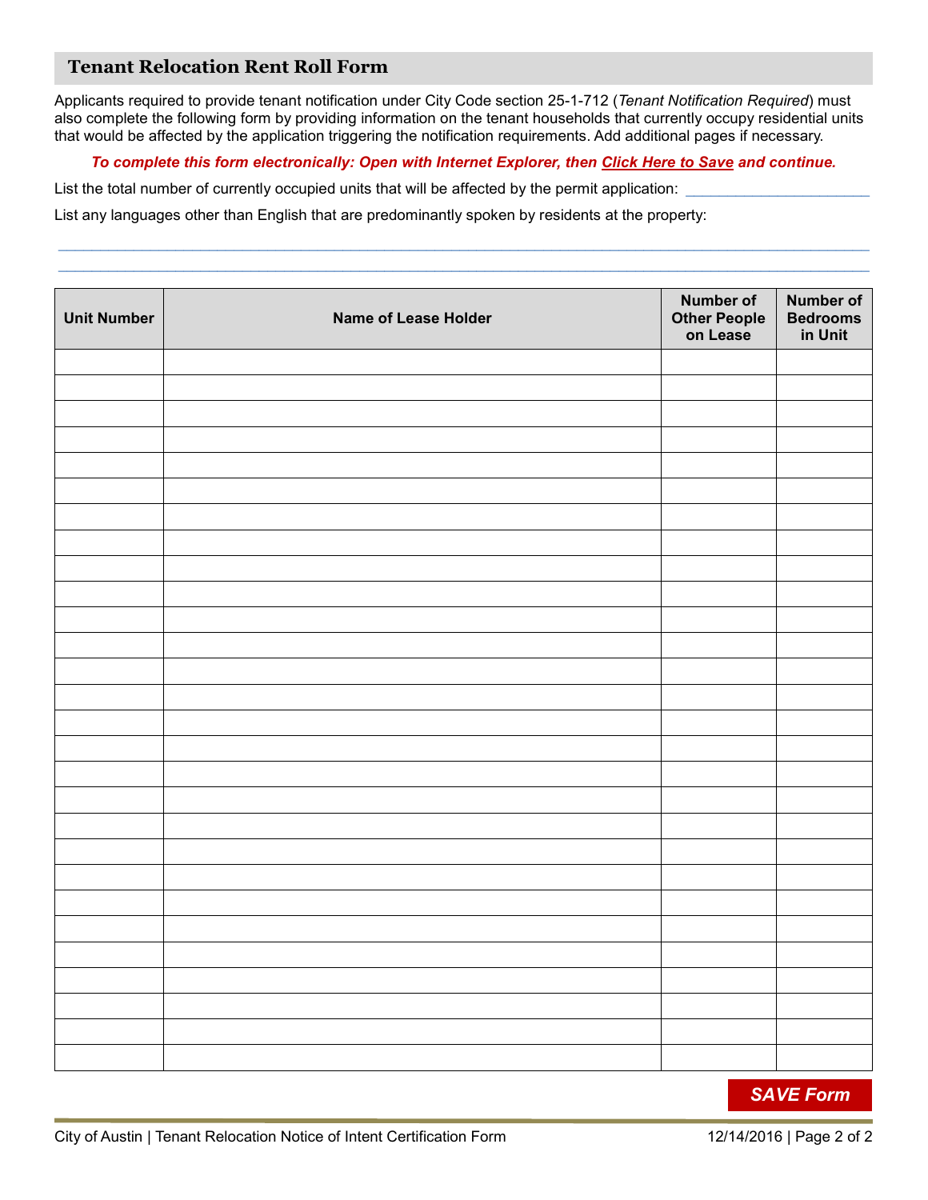## Tenant Relocation Rent Roll Form

Applicants required to provide tenant notification under City Code section 25-1-712 (*Tenant Notification Required*) must also complete the following form by providing information on the tenant households that currently occupy residential units that would be affected by the application triggering the notification requirements. Add additional pages if necessary.

***To complete this form electronically: Open with Internet Explorer, then Click Here to Save and continue.***

List the total number of currently occupied units that will be affected by the permit application: ____________________

List any languages other than English that are predominantly spoken by residents at the property:

________________________________________________________________________________

________________________________________________________________________________

| Unit Number | Name of Lease Holder | Number of Other People on Lease | Number of Bedrooms in Unit |
|---|---|---|---|
| | | | |
| | | | |
| | | | |
| | | | |
| | | | |
| | | | |
| | | | |
| | | | |
| | | | |
| | | | |
| | | | |
| | | | |
| | | | |
| | | | |
| | | | |
| | | | |
| | | | |
| | | | |
| | | | |
| | | | |
| | | | |
| | | | |
| | | | |
| | | | |
| | | | |
| | | | |
| | | | |
| | | | |

**SAVE Form**

City of Austin | Tenant Relocation Notice of Intent Certification Form 12/14/2016